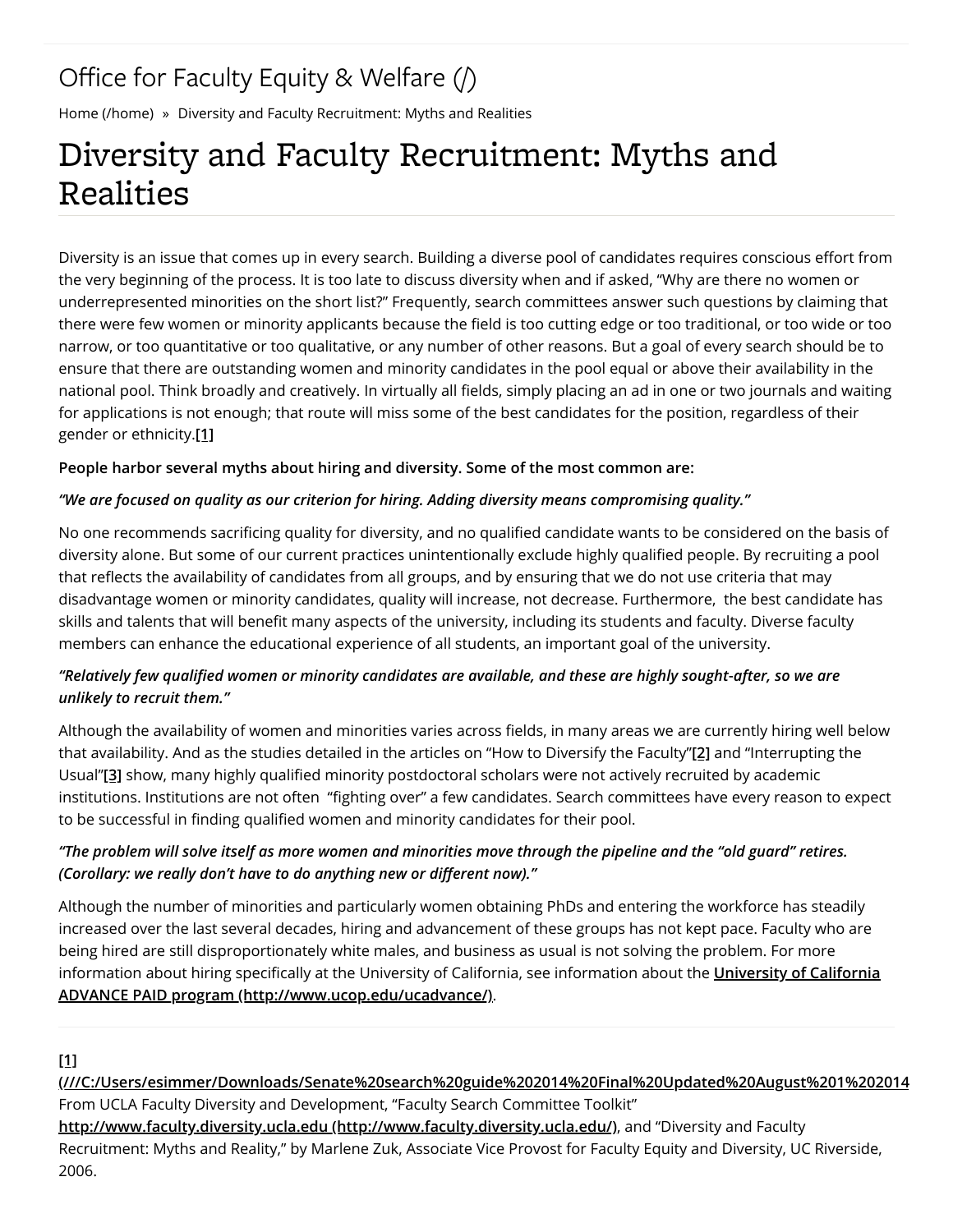Office for Faculty Equity & Welfare (/)

Home (/home) » Diversity and Faculty Recruitment: Myths and Realities

# Diversity and Faculty Recruitment: Myths and Realities

Diversity is an issue that comes up in every search. Building a diverse pool of candidates requires conscious effort from the very beginning of the process. It is too late to discuss diversity when and if asked, "Why are there no women or underrepresented minorities on the short list?" Frequently, search committees answer such questions by claiming that there were few women or minority applicants because the field is too cutting edge or too traditional, or too wide or too narrow, or too quantitative or too qualitative, or any number of other reasons. But a goal of every search should be to ensure that there are outstanding women and minority candidates in the pool equal or above their availability in the national pool. Think broadly and creatively. In virtually all fields, simply placing an ad in one or two journals and waiting for applications is not enough; that route will miss some of the best candidates for the position, regardless of their gender or ethnicity.**[1]**

**People harbor several myths about hiring and diversity. Some of the most common are:**

***"We are focused on quality as our criterion for hiring. Adding diversity means compromising quality."***

No one recommends sacrificing quality for diversity, and no qualified candidate wants to be considered on the basis of diversity alone. But some of our current practices unintentionally exclude highly qualified people. By recruiting a pool that reflects the availability of candidates from all groups, and by ensuring that we do not use criteria that may disadvantage women or minority candidates, quality will increase, not decrease. Furthermore, the best candidate has skills and talents that will benefit many aspects of the university, including its students and faculty. Diverse faculty members can enhance the educational experience of all students, an important goal of the university.

***"Relatively few qualified women or minority candidates are available, and these are highly sought-after, so we are unlikely to recruit them."***

Although the availability of women and minorities varies across fields, in many areas we are currently hiring well below that availability. And as the studies detailed in the articles on "How to Diversify the Faculty"**[2]** and "Interrupting the Usual"**[3]** show, many highly qualified minority postdoctoral scholars were not actively recruited by academic institutions. Institutions are not often "fighting over" a few candidates. Search committees have every reason to expect to be successful in finding qualified women and minority candidates for their pool.

***"The problem will solve itself as more women and minorities move through the pipeline and the "old guard" retires. (Corollary: we really don't have to do anything new or different now)."***

Although the number of minorities and particularly women obtaining PhDs and entering the workforce has steadily increased over the last several decades, hiring and advancement of these groups has not kept pace. Faculty who are being hired are still disproportionately white males, and business as usual is not solving the problem. For more information about hiring specifically at the University of California, see information about the **University of California ADVANCE PAID program (http://www.ucop.edu/ucadvance/)**.

---

**[1]**
**(///C:/Users/esimmer/Downloads/Senate%20search%20guide%202014%20Final%20Updated%20August%201%202014**
From UCLA Faculty Diversity and Development, "Faculty Search Committee Toolkit"
**http://www.faculty.diversity.ucla.edu (http://www.faculty.diversity.ucla.edu/)**, and "Diversity and Faculty Recruitment: Myths and Reality," by Marlene Zuk, Associate Vice Provost for Faculty Equity and Diversity, UC Riverside, 2006.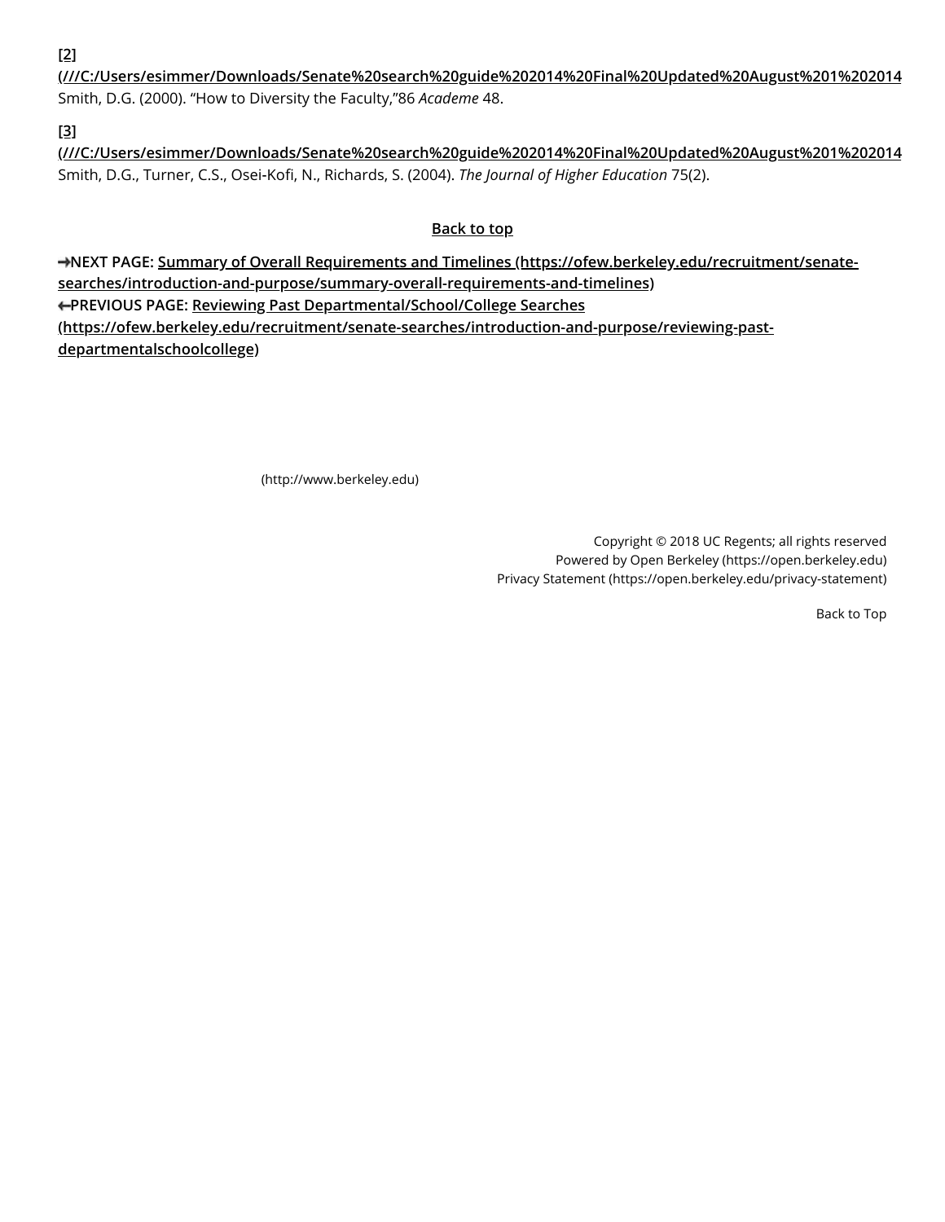[2] (///C:/Users/esimmer/Downloads/Senate%20search%20guide%202014%20Final%20Updated%20August%201%202014
Smith, D.G. (2000). "How to Diversity the Faculty,"86 *Academe* 48.

[3] (///C:/Users/esimmer/Downloads/Senate%20search%20guide%202014%20Final%20Updated%20August%201%202014
Smith, D.G., Turner, C.S., Osei-Kofi, N., Richards, S. (2004). *The Journal of Higher Education* 75(2).

Back to top

**NEXT PAGE:** Summary of Overall Requirements and Timelines (https://ofew.berkeley.edu/recruitment/senate-searches/introduction-and-purpose/summary-overall-requirements-and-timelines)

**PREVIOUS PAGE:** Reviewing Past Departmental/School/College Searches (https://ofew.berkeley.edu/recruitment/senate-searches/introduction-and-purpose/reviewing-past-departmentalschoolcollege)

(http://www.berkeley.edu)

Copyright © 2018 UC Regents; all rights reserved
Powered by Open Berkeley (https://open.berkeley.edu)
Privacy Statement (https://open.berkeley.edu/privacy-statement)

Back to Top